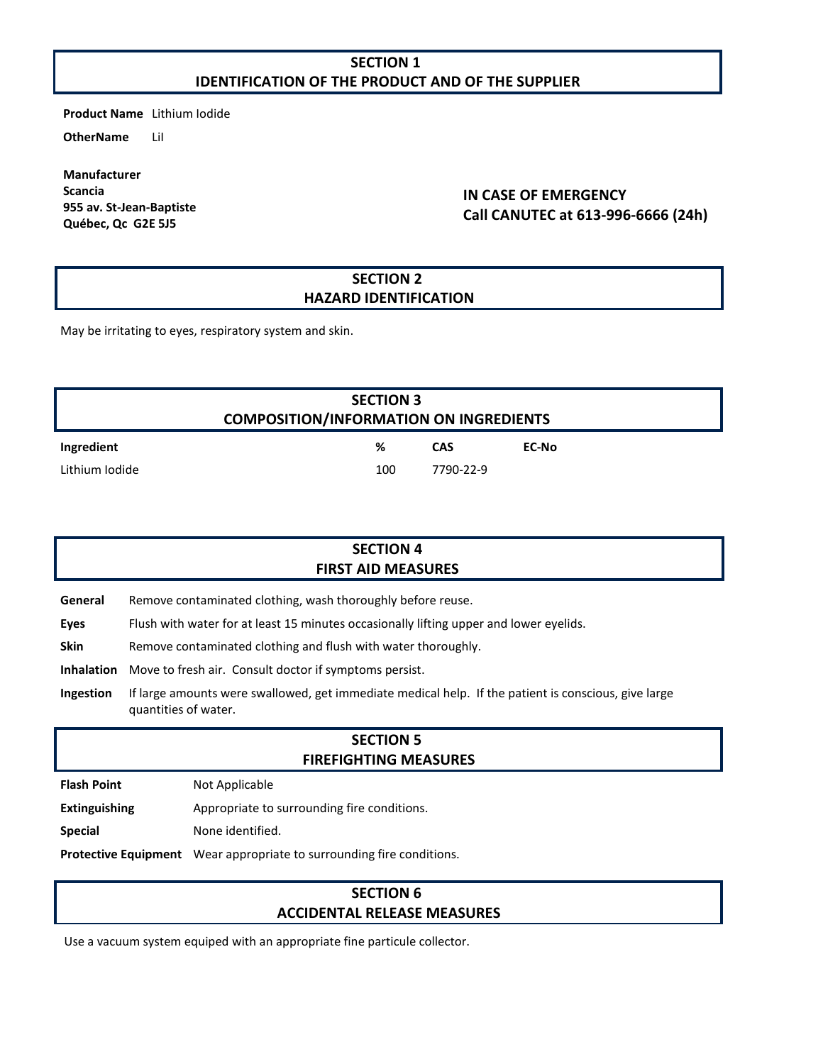## SECTION 1
## IDENTIFICATION OF THE PRODUCT AND OF THE SUPPLIER

**Product Name** Lithium Iodide

**OtherName** LiI

**Manufacturer**
**Scancia**
**955 av. St-Jean-Baptiste**
**Québec, Qc G2E 5J5**

**IN CASE OF EMERGENCY**
**Call CANUTEC at 613-996-6666 (24h)**

## SECTION 2
## HAZARD IDENTIFICATION

May be irritating to eyes, respiratory system and skin.

## SECTION 3
## COMPOSITION/INFORMATION ON INGREDIENTS

| Ingredient | % | CAS | EC-No |
|---|---|---|---|
| Lithium Iodide | 100 | 7790-22-9 | |

## SECTION 4
## FIRST AID MEASURES

**General** Remove contaminated clothing, wash thoroughly before reuse.

**Eyes** Flush with water for at least 15 minutes occasionally lifting upper and lower eyelids.

**Skin** Remove contaminated clothing and flush with water thoroughly.

**Inhalation** Move to fresh air. Consult doctor if symptoms persist.

**Ingestion** If large amounts were swallowed, get immediate medical help. If the patient is conscious, give large quantities of water.

## SECTION 5
## FIREFIGHTING MEASURES

**Flash Point** Not Applicable

**Extinguishing** Appropriate to surrounding fire conditions.

**Special** None identified.

**Protective Equipment** Wear appropriate to surrounding fire conditions.

## SECTION 6
## ACCIDENTAL RELEASE MEASURES

Use a vacuum system equiped with an appropriate fine particule collector.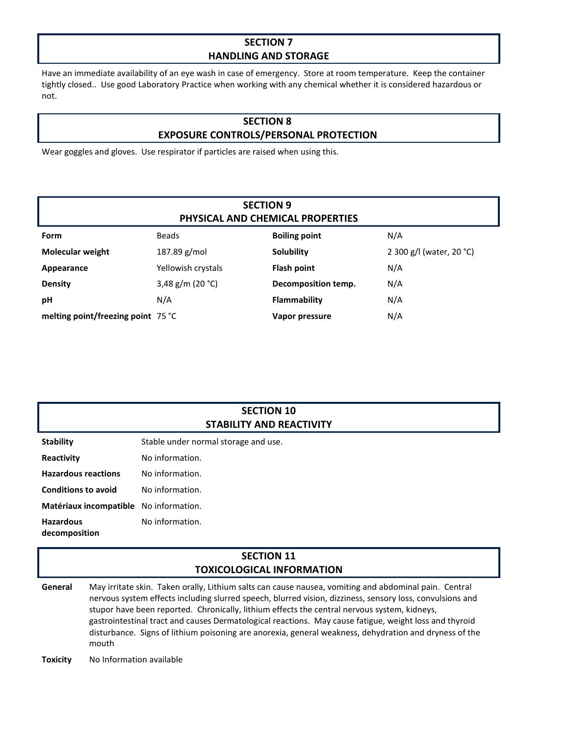## SECTION 7
## HANDLING AND STORAGE

Have an immediate availability of an eye wash in case of emergency. Store at room temperature. Keep the container tightly closed.. Use good Laboratory Practice when working with any chemical whether it is considered hazardous or not.

## SECTION 8
## EXPOSURE CONTROLS/PERSONAL PROTECTION

Wear goggles and gloves. Use respirator if particles are raised when using this.

## SECTION 9
## PHYSICAL AND CHEMICAL PROPERTIES

| | | | |
|---|---|---|---|
| **Form** | Beads | **Boiling point** | N/A |
| **Molecular weight** | 187.89 g/mol | **Solubility** | 2 300 g/l (water, 20 °C) |
| **Appearance** | Yellowish crystals | **Flash point** | N/A |
| **Density** | 3,48 g/m (20 °C) | **Decomposition temp.** | N/A |
| **pH** | N/A | **Flammability** | N/A |
| **melting point/freezing point** | 75 °C | **Vapor pressure** | N/A |

## SECTION 10
## STABILITY AND REACTIVITY

| | |
|---|---|
| **Stability** | Stable under normal storage and use. |
| **Reactivity** | No information. |
| **Hazardous reactions** | No information. |
| **Conditions to avoid** | No information. |
| **Matériaux incompatible** | No information. |
| **Hazardous decomposition** | No information. |

## SECTION 11
## TOXICOLOGICAL INFORMATION

**General** May irritate skin. Taken orally, Lithium salts can cause nausea, vomiting and abdominal pain. Central nervous system effects including slurred speech, blurred vision, dizziness, sensory loss, convulsions and stupor have been reported. Chronically, lithium effects the central nervous system, kidneys, gastrointestinal tract and causes Dermatological reactions. May cause fatigue, weight loss and thyroid disturbance. Signs of lithium poisoning are anorexia, general weakness, dehydration and dryness of the mouth

**Toxicity** No Information available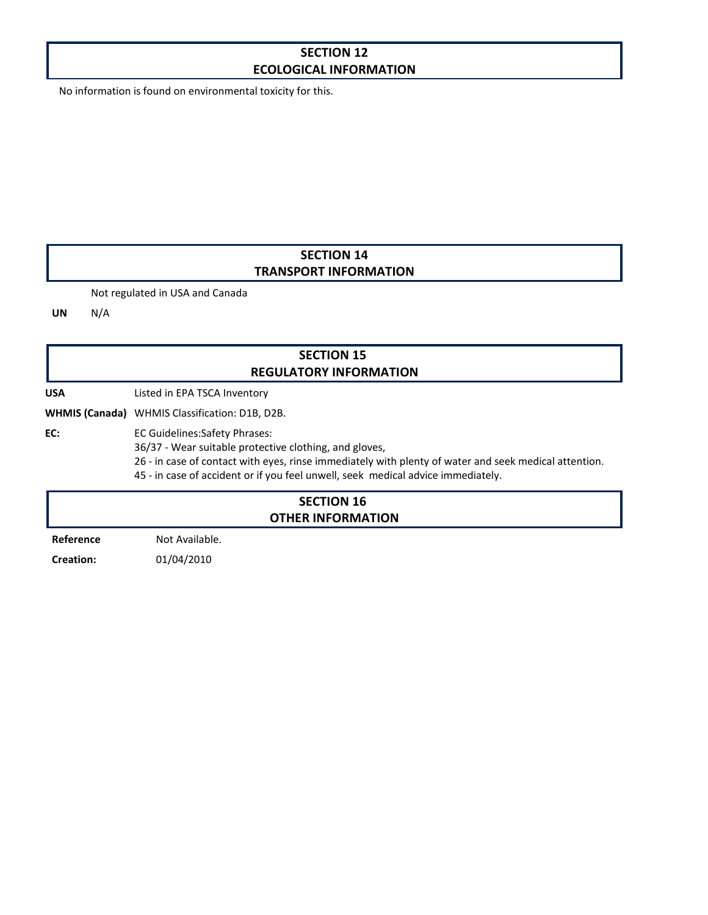## SECTION 12
## ECOLOGICAL INFORMATION

No information is found on environmental toxicity for this.

## SECTION 14
## TRANSPORT INFORMATION

Not regulated in USA and Canada

**UN** N/A

## SECTION 15
## REGULATORY INFORMATION

**USA** Listed in EPA TSCA Inventory

**WHMIS (Canada)** WHMIS Classification: D1B, D2B.

**EC:** EC Guidelines:Safety Phrases:
36/37 - Wear suitable protective clothing, and gloves,
26 - in case of contact with eyes, rinse immediately with plenty of water and seek medical attention.
45 - in case of accident or if you feel unwell, seek medical advice immediately.

## SECTION 16
## OTHER INFORMATION

**Reference** Not Available.

**Creation:** 01/04/2010